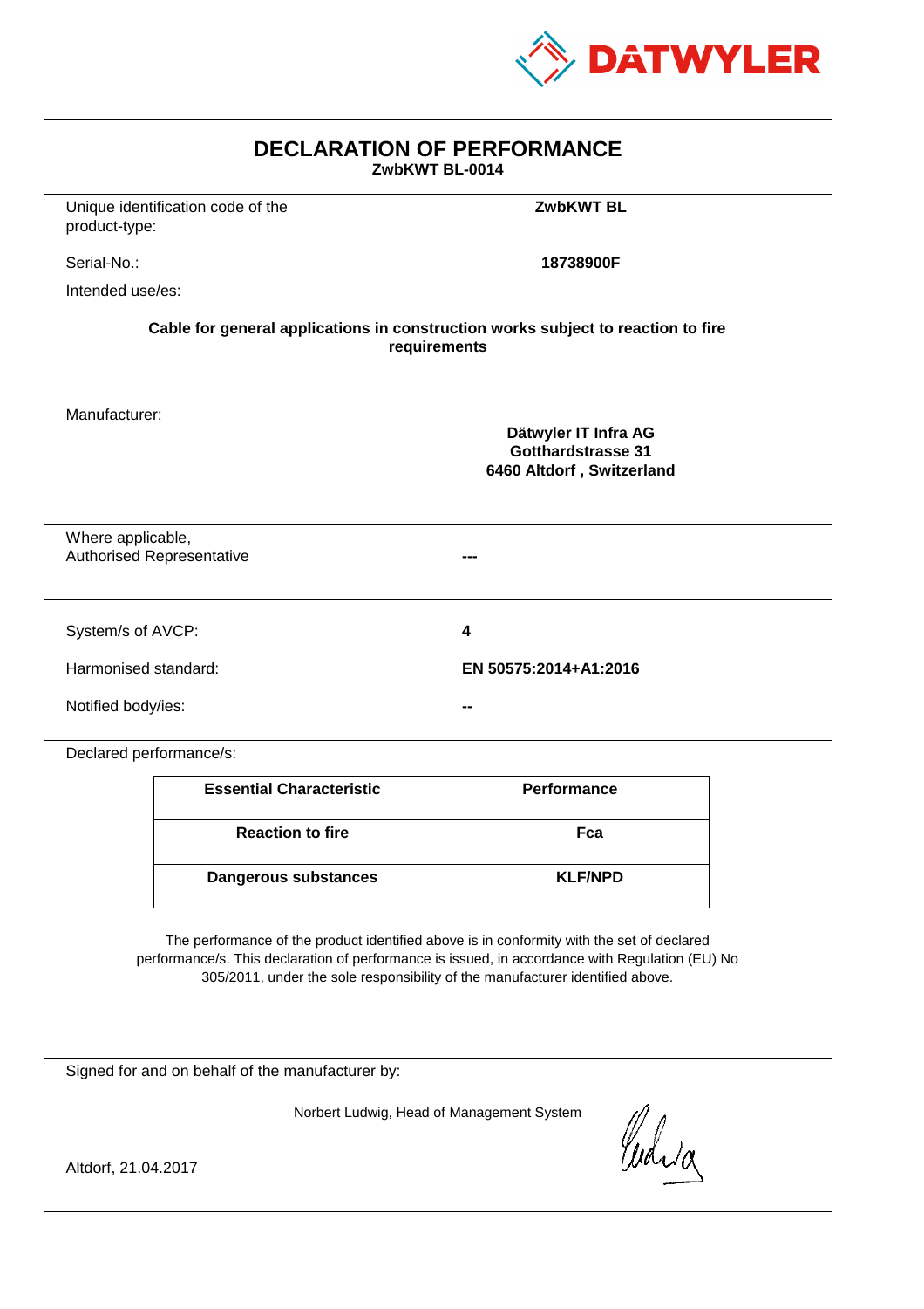DATWYLER

# DECLARATION OF PERFORMANCE

**ZwbKWT BL-0014**

| | |
|---|---|
| Unique identification code of the product-type: | **ZwbKWT BL** |
| Serial-No.: | **18738900F** |

Intended use/es:

**Cable for general applications in construction works subject to reaction to fire requirements**

Manufacturer:

**Dätwyler IT Infra AG**
**Gotthardstrasse 31**
**6460 Altdorf , Switzerland**

| | |
|---|---|
| Where applicable, Authorised Representative | --- |

| | |
|---|---|
| System/s of AVCP: | **4** |
| Harmonised standard: | **EN 50575:2014+A1:2016** |
| Notified body/ies: | -- |

Declared performance/s:

| Essential Characteristic | Performance |
|---|---|
| **Reaction to fire** | **Fca** |
| **Dangerous substances** | **KLF/NPD** |

The performance of the product identified above is in conformity with the set of declared performance/s. This declaration of performance is issued, in accordance with Regulation (EU) No 305/2011, under the sole responsibility of the manufacturer identified above.

Signed for and on behalf of the manufacturer by:

Norbert Ludwig, Head of Management System

Altdorf, 21.04.2017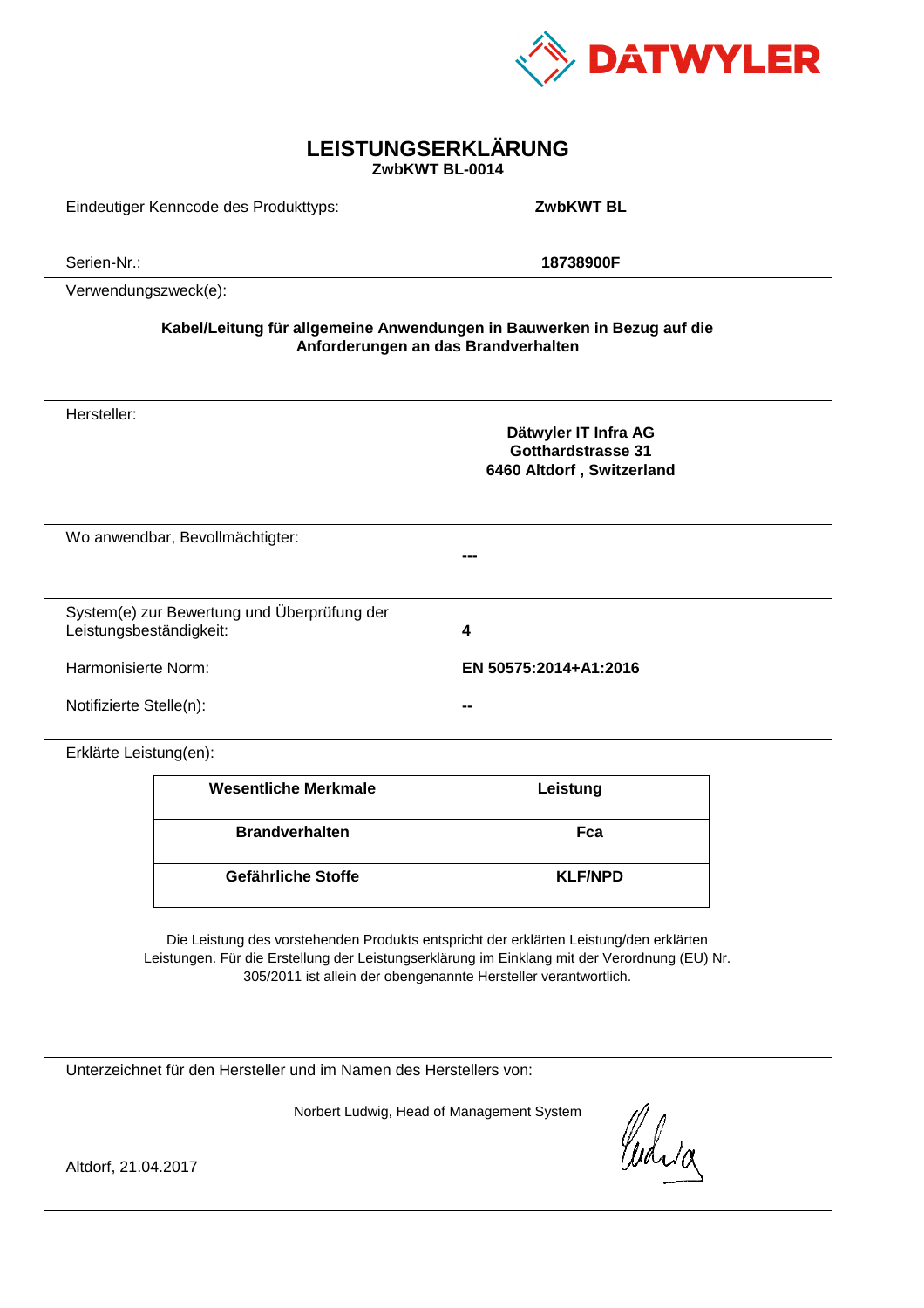DATWYLER

# LEISTUNGSERKLÄRUNG

**ZwbKWT BL-0014**

Eindeutiger Kenncode des Produkttyps: **ZwbKWT BL**

Serien-Nr.: **18738900F**

Verwendungszweck(e):

**Kabel/Leitung für allgemeine Anwendungen in Bauwerken in Bezug auf die Anforderungen an das Brandverhalten**

Hersteller:

**Dätwyler IT Infra AG**
**Gotthardstrasse 31**
**6460 Altdorf , Switzerland**

Wo anwendbar, Bevollmächtigter: **---**

System(e) zur Bewertung und Überprüfung der Leistungsbeständigkeit: **4**

Harmonisierte Norm: **EN 50575:2014+A1:2016**

Notifizierte Stelle(n): **--**

Erklärte Leistung(en):

| Wesentliche Merkmale | Leistung |
|---|---|
| **Brandverhalten** | **Fca** |
| **Gefährliche Stoffe** | **KLF/NPD** |

Die Leistung des vorstehenden Produkts entspricht der erklärten Leistung/den erklärten Leistungen. Für die Erstellung der Leistungserklärung im Einklang mit der Verordnung (EU) Nr. 305/2011 ist allein der obengenannte Hersteller verantwortlich.

Unterzeichnet für den Hersteller und im Namen des Herstellers von:

Norbert Ludwig, Head of Management System

Altdorf, 21.04.2017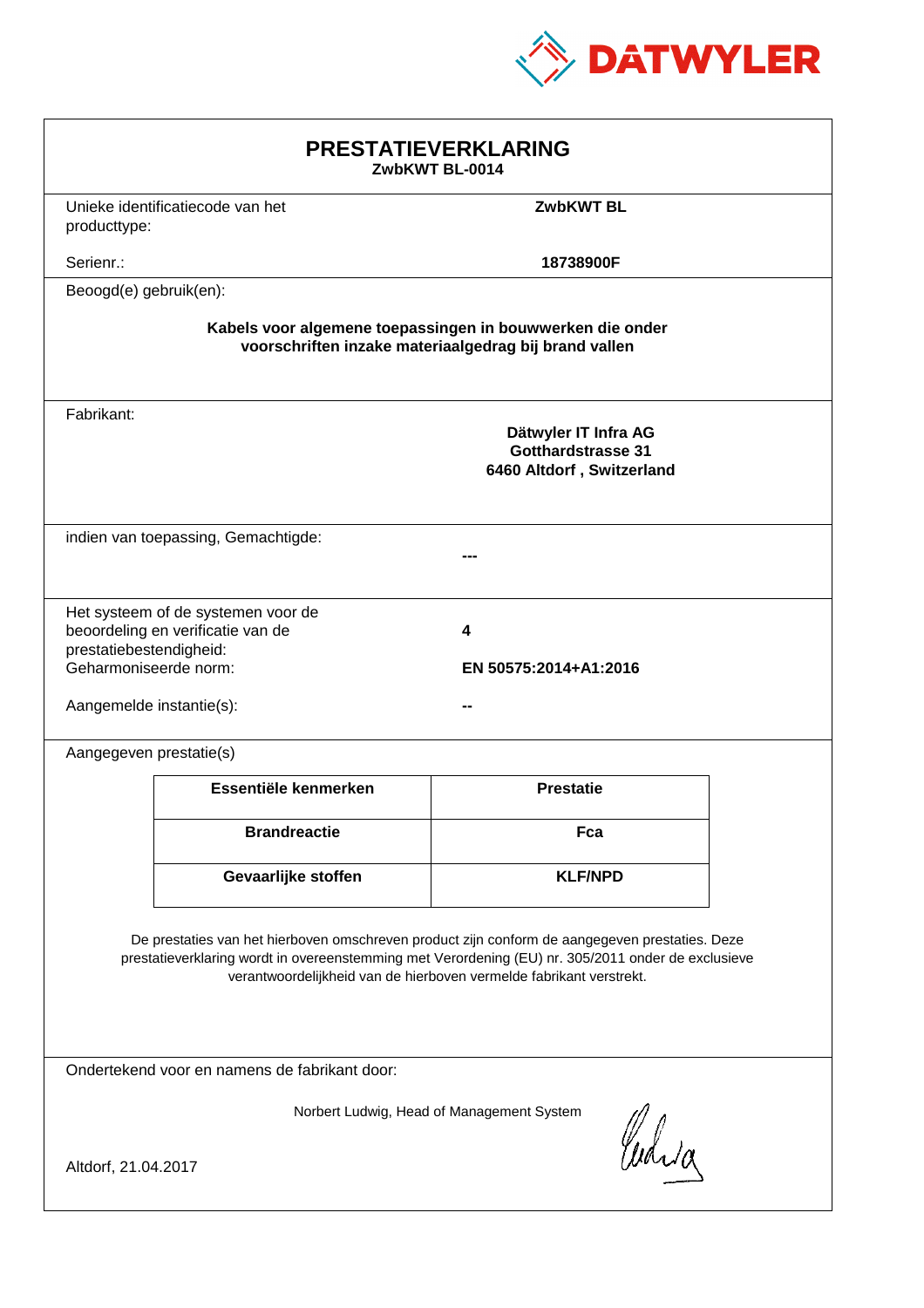DATWYLER

# PRESTATIEVERKLARING

**ZwbKWT BL-0014**

Unieke identificatiecode van het producttype: **ZwbKWT BL**

Serienr.: **18738900F**

Beoogd(e) gebruik(en):

**Kabels voor algemene toepassingen in bouwwerken die onder voorschriften inzake materiaalgedrag bij brand vallen**

Fabrikant:

**Dätwyler IT Infra AG**
**Gotthardstrasse 31**
**6460 Altdorf , Switzerland**

indien van toepassing, Gemachtigde: **---**

Het systeem of de systemen voor de beoordeling en verificatie van de prestatiebestendigheid: **4**

Geharmoniseerde norm: **EN 50575:2014+A1:2016**

Aangemelde instantie(s): **--**

Aangegeven prestatie(s)

| Essentiële kenmerken | Prestatie |
|---|---|
| **Brandreactie** | **Fca** |
| **Gevaarlijke stoffen** | **KLF/NPD** |

De prestaties van het hierboven omschreven product zijn conform de aangegeven prestaties. Deze prestatieverklaring wordt in overeenstemming met Verordening (EU) nr. 305/2011 onder de exclusieve verantwoordelijkheid van de hierboven vermelde fabrikant verstrekt.

Ondertekend voor en namens de fabrikant door:

Norbert Ludwig, Head of Management System

Altdorf, 21.04.2017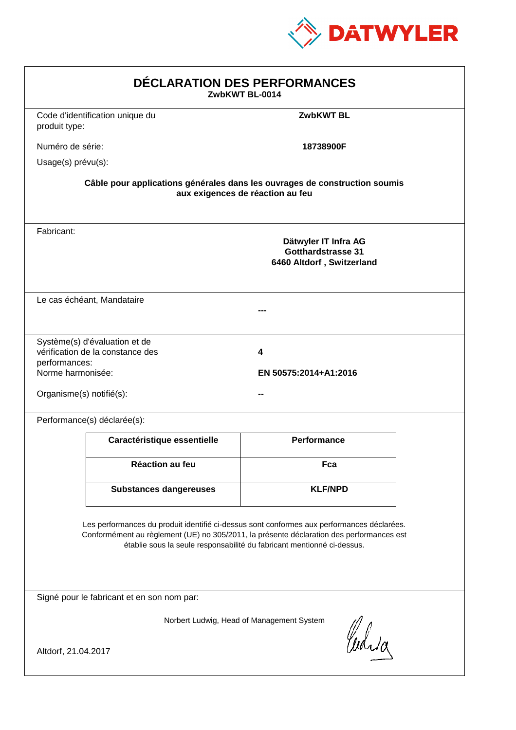DATWYLER

# DÉCLARATION DES PERFORMANCES

**ZwbKWT BL-0014**

Code d'identification unique du produit type: **ZwbKWT BL**

Numéro de série: **18738900F**

Usage(s) prévu(s):

**Câble pour applications générales dans les ouvrages de construction soumis aux exigences de réaction au feu**

Fabricant:

**Dätwyler IT Infra AG**
**Gotthardstrasse 31**
**6460 Altdorf , Switzerland**

Le cas échéant, Mandataire

**---**

Système(s) d'évaluation et de vérification de la constance des performances: **4**

Norme harmonisée: **EN 50575:2014+A1:2016**

Organisme(s) notifié(s): **--**

Performance(s) déclarée(s):

| Caractéristique essentielle | Performance |
|---|---|
| Réaction au feu | Fca |
| Substances dangereuses | KLF/NPD |

Les performances du produit identifié ci-dessus sont conformes aux performances déclarées. Conformément au règlement (UE) no 305/2011, la présente déclaration des performances est établie sous la seule responsabilité du fabricant mentionné ci-dessus.

Signé pour le fabricant et en son nom par:

Norbert Ludwig, Head of Management System

Altdorf, 21.04.2017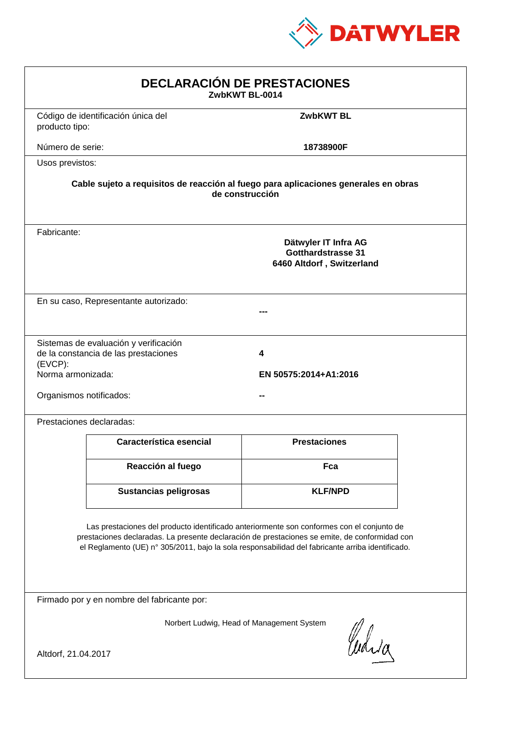DATWYLER

# DECLARACIÓN DE PRESTACIONES

**ZwbKWT BL-0014**

Código de identificación única del producto tipo: **ZwbKWT BL**

Número de serie: **18738900F**

Usos previstos:

**Cable sujeto a requisitos de reacción al fuego para aplicaciones generales en obras de construcción**

Fabricante:

**Dätwyler IT Infra AG**
**Gotthardstrasse 31**
**6460 Altdorf , Switzerland**

En su caso, Representante autorizado: **---**

Sistemas de evaluación y verificación de la constancia de las prestaciones (EVCP): **4**

Norma armonizada: **EN 50575:2014+A1:2016**

Organismos notificados: **--**

Prestaciones declaradas:

| Característica esencial | Prestaciones |
|---|---|
| **Reacción al fuego** | **Fca** |
| **Sustancias peligrosas** | **KLF/NPD** |

Las prestaciones del producto identificado anteriormente son conformes con el conjunto de prestaciones declaradas. La presente declaración de prestaciones se emite, de conformidad con el Reglamento (UE) n° 305/2011, bajo la sola responsabilidad del fabricante arriba identificado.

Firmado por y en nombre del fabricante por:

Norbert Ludwig, Head of Management System

Altdorf, 21.04.2017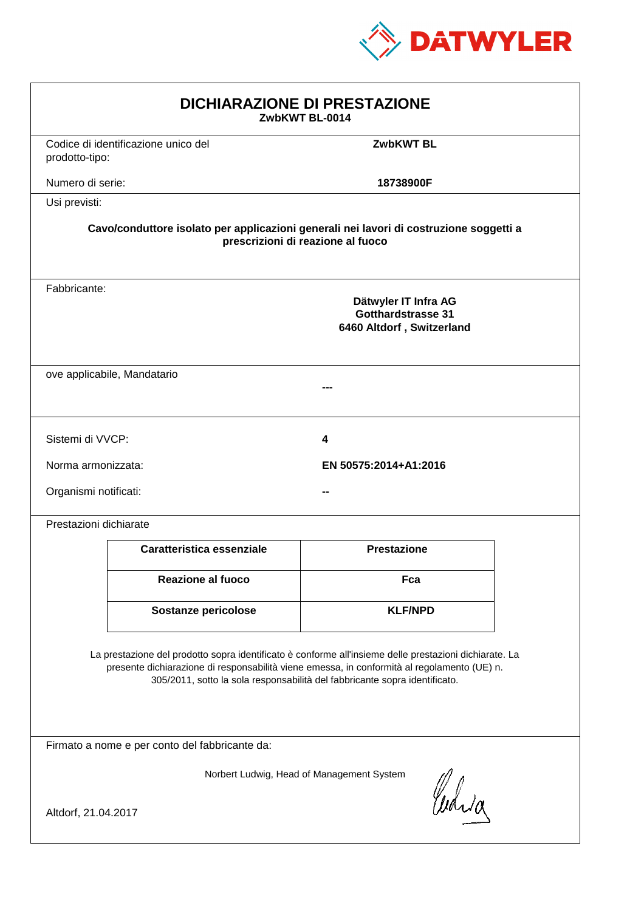DATWYLER

# DICHIARAZIONE DI PRESTAZIONE

**ZwbKWT BL-0014**

Codice di identificazione unico del prodotto-tipo: **ZwbKWT BL**

Numero di serie: **18738900F**

Usi previsti:

**Cavo/conduttore isolato per applicazioni generali nei lavori di costruzione soggetti a prescrizioni di reazione al fuoco**

Fabbricante:

**Dätwyler IT Infra AG**
**Gotthardstrasse 31**
**6460 Altdorf , Switzerland**

ove applicabile, Mandatario

**---**

Sistemi di VVCP: **4**

Norma armonizzata: **EN 50575:2014+A1:2016**

Organismi notificati: **--**

Prestazioni dichiarate

| Caratteristica essenziale | Prestazione |
|---|---|
| **Reazione al fuoco** | **Fca** |
| **Sostanze pericolose** | **KLF/NPD** |

La prestazione del prodotto sopra identificato è conforme all'insieme delle prestazioni dichiarate. La presente dichiarazione di responsabilità viene emessa, in conformità al regolamento (UE) n. 305/2011, sotto la sola responsabilità del fabbricante sopra identificato.

Firmato a nome e per conto del fabbricante da:

Norbert Ludwig, Head of Management System

Altdorf, 21.04.2017